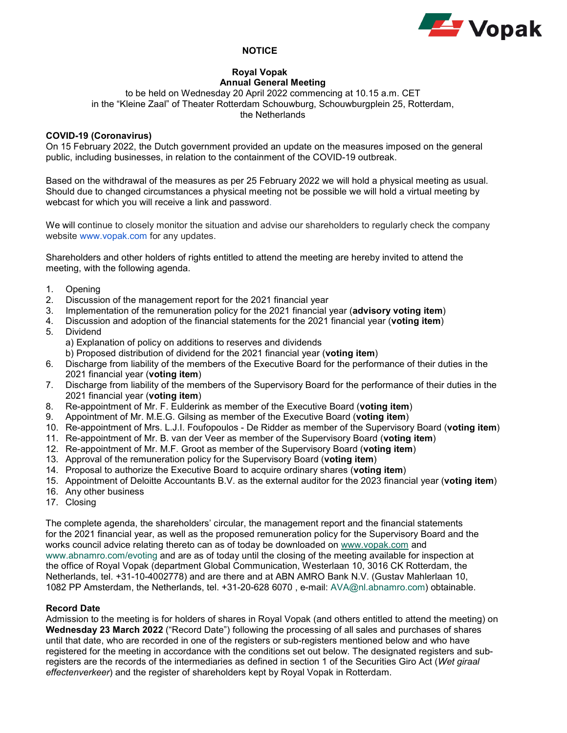# NOTICE

## Royal Vopak
## Annual General Meeting

to be held on Wednesday 20 April 2022 commencing at 10.15 a.m. CET
in the "Kleine Zaal" of Theater Rotterdam Schouwburg, Schouwburgplein 25, Rotterdam, the Netherlands

### COVID-19 (Coronavirus)

On 15 February 2022, the Dutch government provided an update on the measures imposed on the general public, including businesses, in relation to the containment of the COVID-19 outbreak.

Based on the withdrawal of the measures as per 25 February 2022 we will hold a physical meeting as usual. Should due to changed circumstances a physical meeting not be possible we will hold a virtual meeting by webcast for which you will receive a link and password.

We will continue to closely monitor the situation and advise our shareholders to regularly check the company website www.vopak.com for any updates.

Shareholders and other holders of rights entitled to attend the meeting are hereby invited to attend the meeting, with the following agenda.

1. Opening
2. Discussion of the management report for the 2021 financial year
3. Implementation of the remuneration policy for the 2021 financial year (**advisory voting item**)
4. Discussion and adoption of the financial statements for the 2021 financial year (**voting item**)
5. Dividend
   a) Explanation of policy on additions to reserves and dividends
   b) Proposed distribution of dividend for the 2021 financial year (**voting item**)
6. Discharge from liability of the members of the Executive Board for the performance of their duties in the 2021 financial year (**voting item**)
7. Discharge from liability of the members of the Supervisory Board for the performance of their duties in the 2021 financial year (**voting item**)
8. Re-appointment of Mr. F. Eulderink as member of the Executive Board (**voting item**)
9. Appointment of Mr. M.E.G. Gilsing as member of the Executive Board (**voting item**)
10. Re-appointment of Mrs. L.J.I. Foufopoulos - De Ridder as member of the Supervisory Board (**voting item**)
11. Re-appointment of Mr. B. van der Veer as member of the Supervisory Board (**voting item**)
12. Re-appointment of Mr. M.F. Groot as member of the Supervisory Board (**voting item**)
13. Approval of the remuneration policy for the Supervisory Board (**voting item**)
14. Proposal to authorize the Executive Board to acquire ordinary shares (**voting item**)
15. Appointment of Deloitte Accountants B.V. as the external auditor for the 2023 financial year (**voting item**)
16. Any other business
17. Closing

The complete agenda, the shareholders' circular, the management report and the financial statements for the 2021 financial year, as well as the proposed remuneration policy for the Supervisory Board and the works council advice relating thereto can as of today be downloaded on www.vopak.com and www.abnamro.com/evoting and are as of today until the closing of the meeting available for inspection at the office of Royal Vopak (department Global Communication, Westerlaan 10, 3016 CK Rotterdam, the Netherlands, tel. +31-10-4002778) and are there and at ABN AMRO Bank N.V. (Gustav Mahlerlaan 10, 1082 PP Amsterdam, the Netherlands, tel. +31-20-628 6070 , e-mail: AVA@nl.abnamro.com) obtainable.

### Record Date

Admission to the meeting is for holders of shares in Royal Vopak (and others entitled to attend the meeting) on **Wednesday 23 March 2022** ("Record Date") following the processing of all sales and purchases of shares until that date, who are recorded in one of the registers or sub-registers mentioned below and who have registered for the meeting in accordance with the conditions set out below. The designated registers and sub-registers are the records of the intermediaries as defined in section 1 of the Securities Giro Act (*Wet giraal effectenverkeer*) and the register of shareholders kept by Royal Vopak in Rotterdam.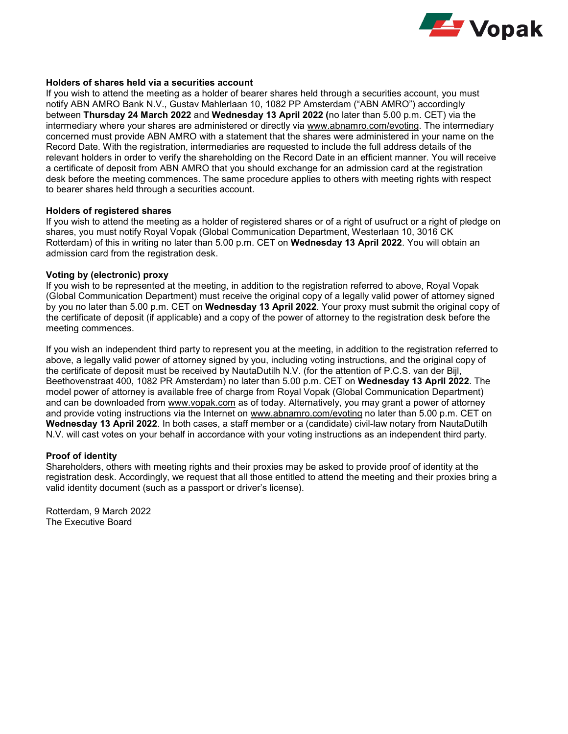### Holders of shares held via a securities account

If you wish to attend the meeting as a holder of bearer shares held through a securities account, you must notify ABN AMRO Bank N.V., Gustav Mahlerlaan 10, 1082 PP Amsterdam ("ABN AMRO") accordingly between **Thursday 24 March 2022** and **Wednesday 13 April 2022 (**no later than 5.00 p.m. CET) via the intermediary where your shares are administered or directly via www.abnamro.com/evoting. The intermediary concerned must provide ABN AMRO with a statement that the shares were administered in your name on the Record Date. With the registration, intermediaries are requested to include the full address details of the relevant holders in order to verify the shareholding on the Record Date in an efficient manner. You will receive a certificate of deposit from ABN AMRO that you should exchange for an admission card at the registration desk before the meeting commences. The same procedure applies to others with meeting rights with respect to bearer shares held through a securities account.

### Holders of registered shares

If you wish to attend the meeting as a holder of registered shares or of a right of usufruct or a right of pledge on shares, you must notify Royal Vopak (Global Communication Department, Westerlaan 10, 3016 CK Rotterdam) of this in writing no later than 5.00 p.m. CET on **Wednesday 13 April 2022**. You will obtain an admission card from the registration desk.

### Voting by (electronic) proxy

If you wish to be represented at the meeting, in addition to the registration referred to above, Royal Vopak (Global Communication Department) must receive the original copy of a legally valid power of attorney signed by you no later than 5.00 p.m. CET on **Wednesday 13 April 2022**. Your proxy must submit the original copy of the certificate of deposit (if applicable) and a copy of the power of attorney to the registration desk before the meeting commences.

If you wish an independent third party to represent you at the meeting, in addition to the registration referred to above, a legally valid power of attorney signed by you, including voting instructions, and the original copy of the certificate of deposit must be received by NautaDutilh N.V. (for the attention of P.C.S. van der Bijl, Beethovenstraat 400, 1082 PR Amsterdam) no later than 5.00 p.m. CET on **Wednesday 13 April 2022**. The model power of attorney is available free of charge from Royal Vopak (Global Communication Department) and can be downloaded from www.vopak.com as of today. Alternatively, you may grant a power of attorney and provide voting instructions via the Internet on www.abnamro.com/evoting no later than 5.00 p.m. CET on **Wednesday 13 April 2022**. In both cases, a staff member or a (candidate) civil-law notary from NautaDutilh N.V. will cast votes on your behalf in accordance with your voting instructions as an independent third party.

### Proof of identity

Shareholders, others with meeting rights and their proxies may be asked to provide proof of identity at the registration desk. Accordingly, we request that all those entitled to attend the meeting and their proxies bring a valid identity document (such as a passport or driver's license).

Rotterdam, 9 March 2022
The Executive Board